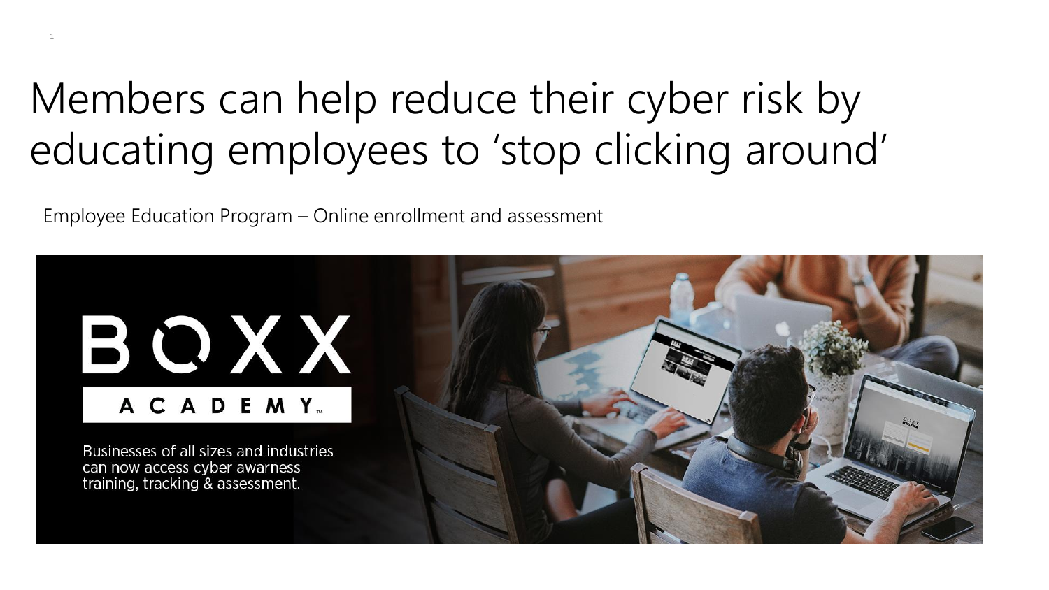# Members can help reduce their cyber risk by educating employees to 'stop clicking around'

Employee Education Program – Online enrollment and assessment

BOXX

ACADEMY™

Businesses of all sizes and industries can now access cyber awarness training, tracking & assessment.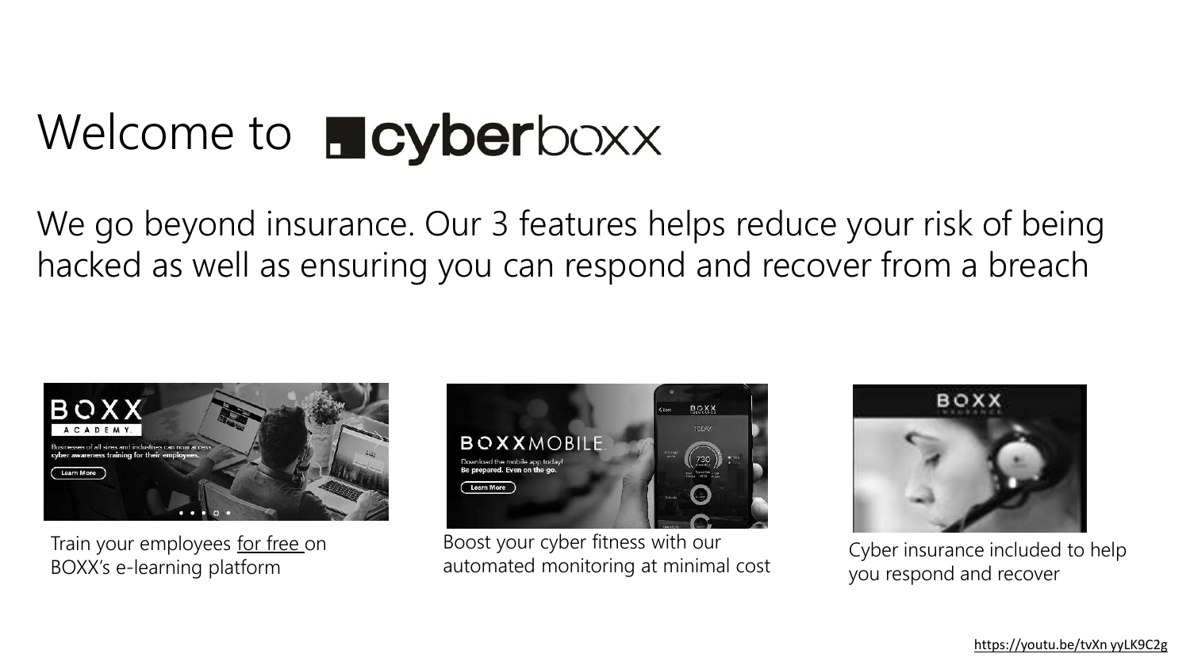# Welcome to cyberboxx

We go beyond insurance. Our 3 features helps reduce your risk of being hacked as well as ensuring you can respond and recover from a breach

Train your employees for free on BOXX's e-learning platform

Boost your cyber fitness with our automated monitoring at minimal cost

Cyber insurance included to help you respond and recover

https://youtu.be/tvXn yyLK9C2g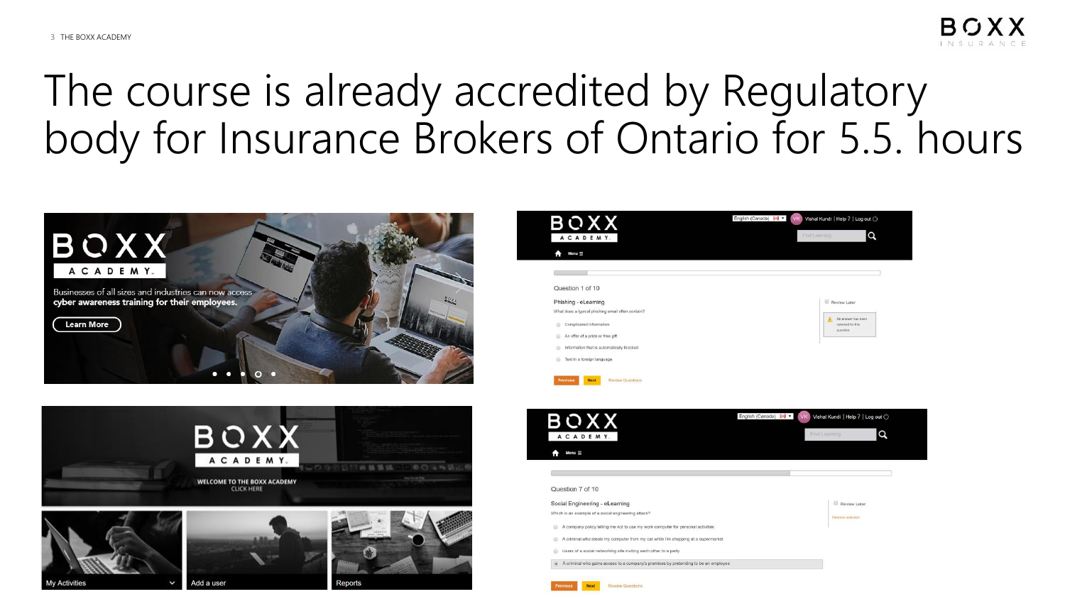# The course is already accredited by Regulatory body for Insurance Brokers of Ontario for 5.5. hours

BOXX ACADEMY

Businesses of all sizes and industries can now access **cyber awareness training for their employees.**

Learn More

English (Canada) | Vishal Kundi | Help ? | Log out

Find Learning

Menu

Question 1 of 10

Phishing - eLearning

What does a typical phishing email often contain?

- Complicated information
- An offer of a prize or free gift
- Information that is automatically blocked
- Text in a foreign language

Review Later

No answer has been selected for this question

Previous | Next | Review Questions

BOXX ACADEMY

WELCOME TO THE BOXX ACADEMY
CLICK HERE

My Activities | Add a user | Reports

English (Canada) | Vishal Kundi | Help ? | Log out

Find Learning

Menu

Question 7 of 10

Social Engineering - eLearning

Which is an example of a social engineering attack?

- A company policy telling me not to use my work computer for personal activities
- A criminal who steals my computer from my car while I'm shopping at a supermarket
- Users of a social networking site inviting each other to a party
- A criminal who gains access to a company's premises by pretending to be an employee

Review Later

Remove selection

Previous | Next | Review Questions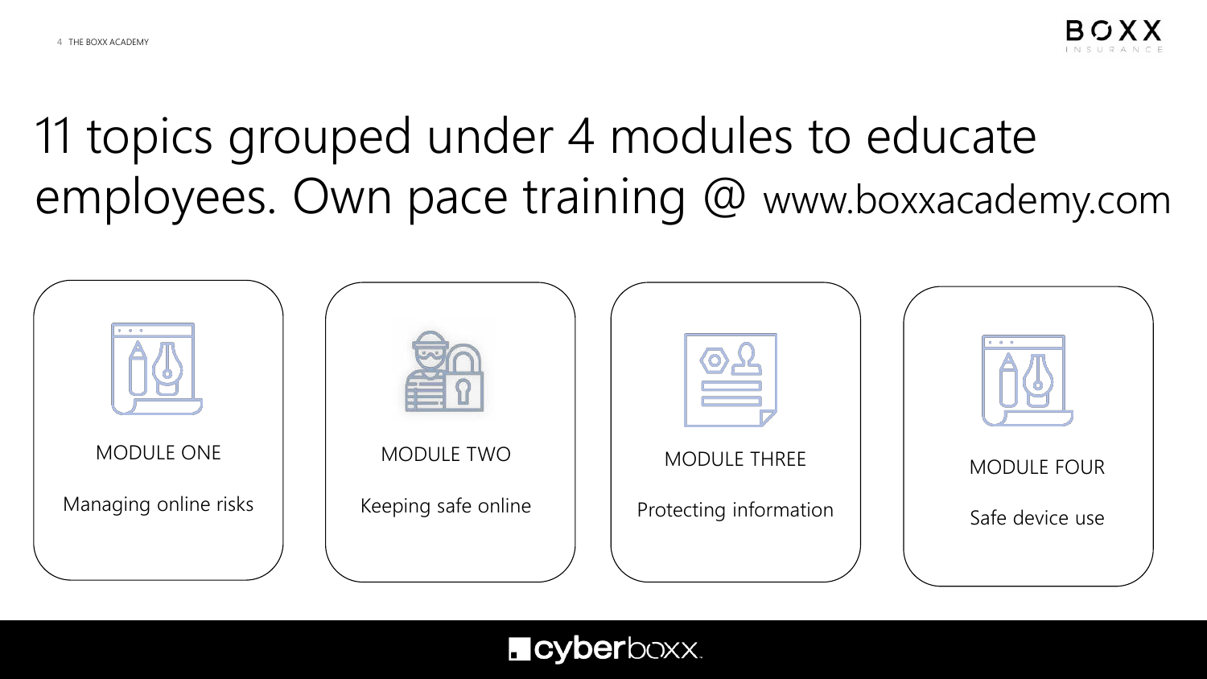# 11 topics grouped under 4 modules to educate employees. Own pace training @ www.boxxacademy.com

**MODULE ONE**

Managing online risks

**MODULE TWO**

Keeping safe online

**MODULE THREE**

Protecting information

**MODULE FOUR**

Safe device use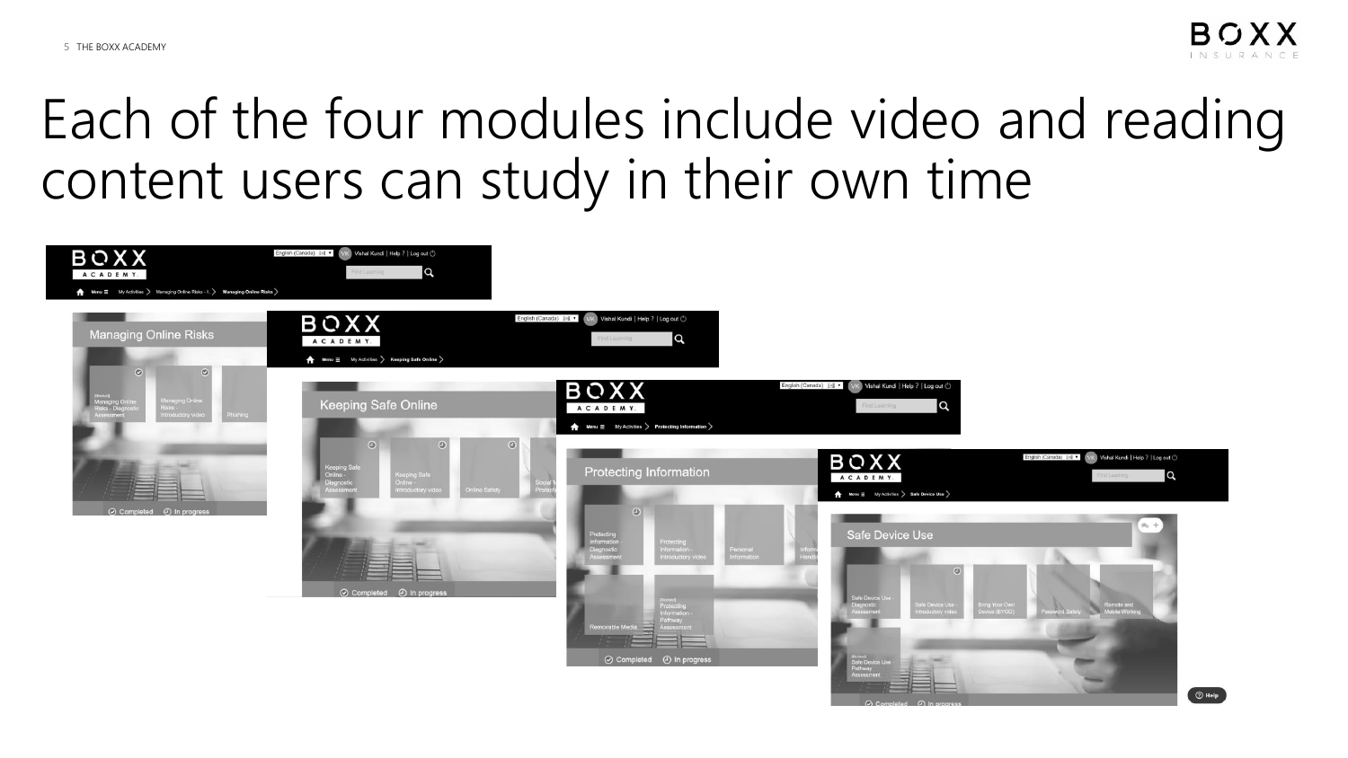# Each of the four modules include video and reading content users can study in their own time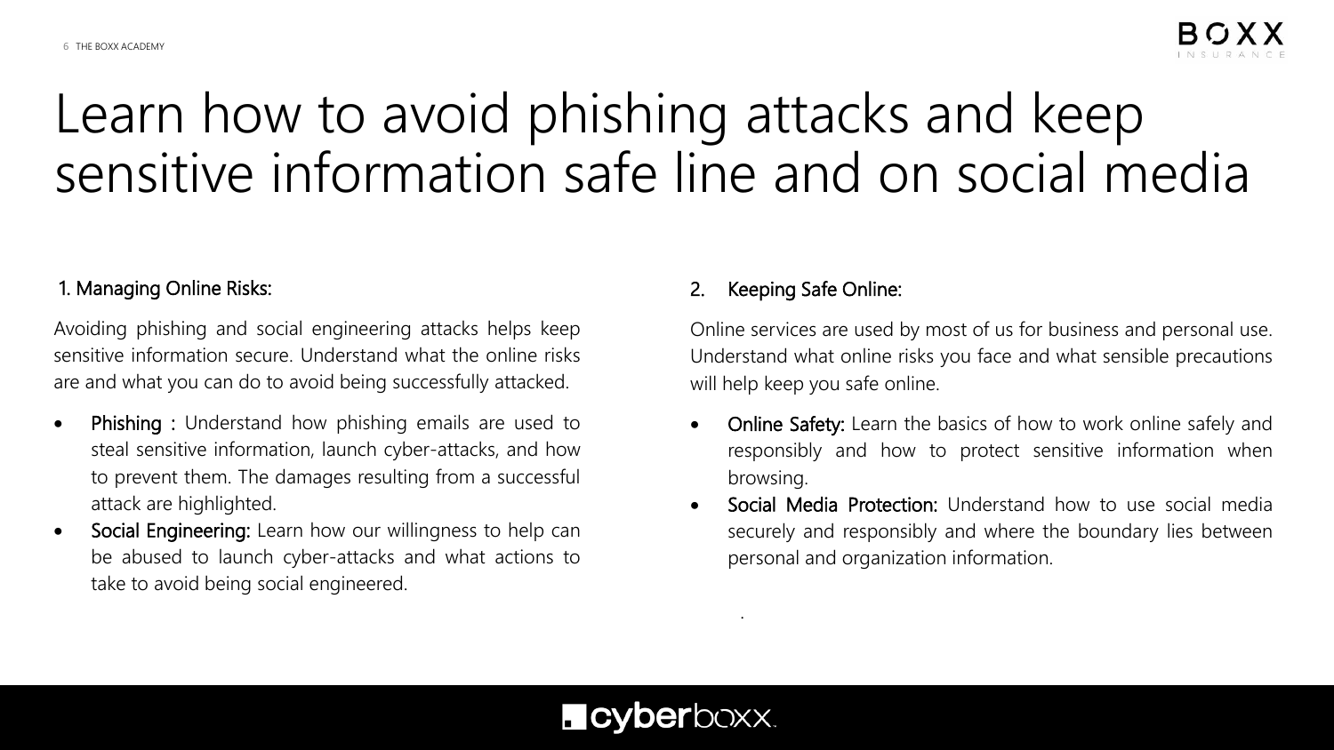# Learn how to avoid phishing attacks and keep sensitive information safe line and on social media

1. Managing Online Risks:

Avoiding phishing and social engineering attacks helps keep sensitive information secure. Understand what the online risks are and what you can do to avoid being successfully attacked.

- Phishing : Understand how phishing emails are used to steal sensitive information, launch cyber-attacks, and how to prevent them. The damages resulting from a successful attack are highlighted.
- Social Engineering: Learn how our willingness to help can be abused to launch cyber-attacks and what actions to take to avoid being social engineered.

2. Keeping Safe Online:

Online services are used by most of us for business and personal use. Understand what online risks you face and what sensible precautions will help keep you safe online.

- Online Safety: Learn the basics of how to work online safely and responsibly and how to protect sensitive information when browsing.
- Social Media Protection: Understand how to use social media securely and responsibly and where the boundary lies between personal and organization information.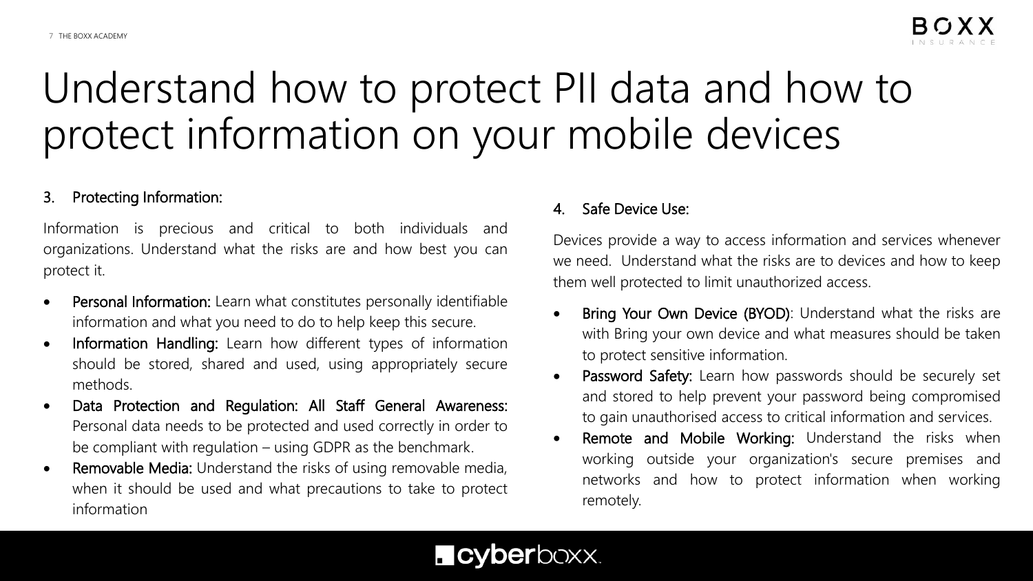# Understand how to protect PII data and how to protect information on your mobile devices

3. Protecting Information:

Information is precious and critical to both individuals and organizations. Understand what the risks are and how best you can protect it.

- Personal Information: Learn what constitutes personally identifiable information and what you need to do to help keep this secure.
- Information Handling: Learn how different types of information should be stored, shared and used, using appropriately secure methods.
- Data Protection and Regulation: All Staff General Awareness: Personal data needs to be protected and used correctly in order to be compliant with regulation – using GDPR as the benchmark.
- Removable Media: Understand the risks of using removable media, when it should be used and what precautions to take to protect information

4. Safe Device Use:

Devices provide a way to access information and services whenever we need. Understand what the risks are to devices and how to keep them well protected to limit unauthorized access.

- Bring Your Own Device (BYOD): Understand what the risks are with Bring your own device and what measures should be taken to protect sensitive information.
- Password Safety: Learn how passwords should be securely set and stored to help prevent your password being compromised to gain unauthorised access to critical information and services.
- Remote and Mobile Working: Understand the risks when working outside your organization's secure premises and networks and how to protect information when working remotely.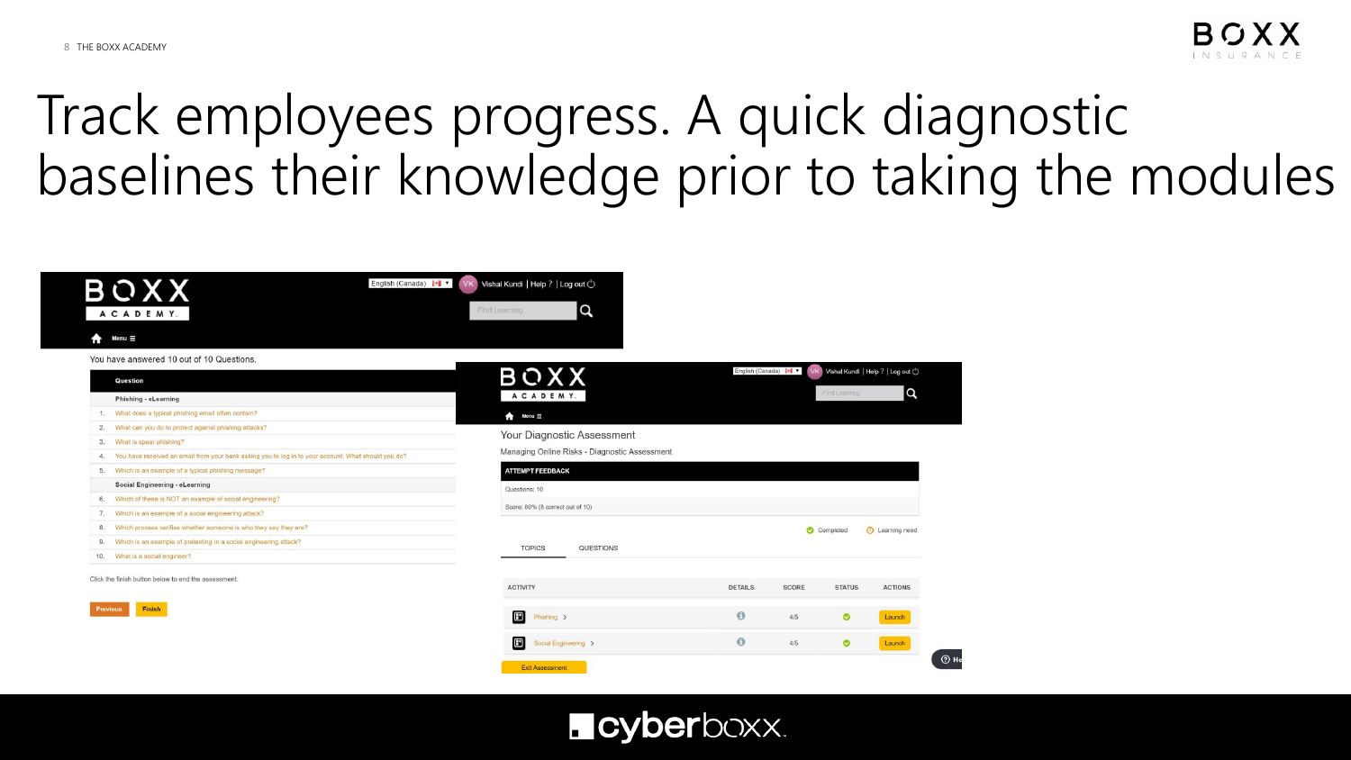# Track employees progress. A quick diagnostic baselines their knowledge prior to taking the modules

BOXX ACADEMY

English (Canada) | VK Vishal Kundi | Help ? | Log out

Find Learning

Menu ≡

You have answered 10 out of 10 Questions.

| | Question |
|---|---|
| | **Phishing - eLearning** |
| 1. | What does a typical phishing email often contain? |
| 2. | What can you do to protect against phishing attacks? |
| 3. | What is spear phishing? |
| 4. | You have received an email from your bank asking you to log in to your account. What should you do? |
| 5. | Which is an example of a typical phishing message? |
| | **Social Engineering - eLearning** |
| 6. | Which of these is NOT an example of social engineering? |
| 7. | Which is an example of a social engineering attack? |
| 8. | Which process verifies whether someone is who they say they are? |
| 9. | Which is an example of pretexting in a social engineering attack? |
| 10. | What is a social engineer? |

Click the finish button below to end the assessment.

Previous | Finish

BOXX ACADEMY

English (Canada) | VK Vishal Kundi | Help ? | Log out

Find Learning

Menu ≡

Your Diagnostic Assessment

Managing Online Risks - Diagnostic Assessment

**ATTEMPT FEEDBACK**

Questions: 10

Score: 80% (8 correct out of 10)

Completed | Learning need

TOPICS | QUESTIONS

| ACTIVITY | DETAILS | SCORE | STATUS | ACTIONS |
|---|---|---|---|---|
| Phishing > | i | 4/5 | ✔ | Launch |
| Social Engineering > | i | 4/5 | ✔ | Launch |

Exit Assessment

cyberboxx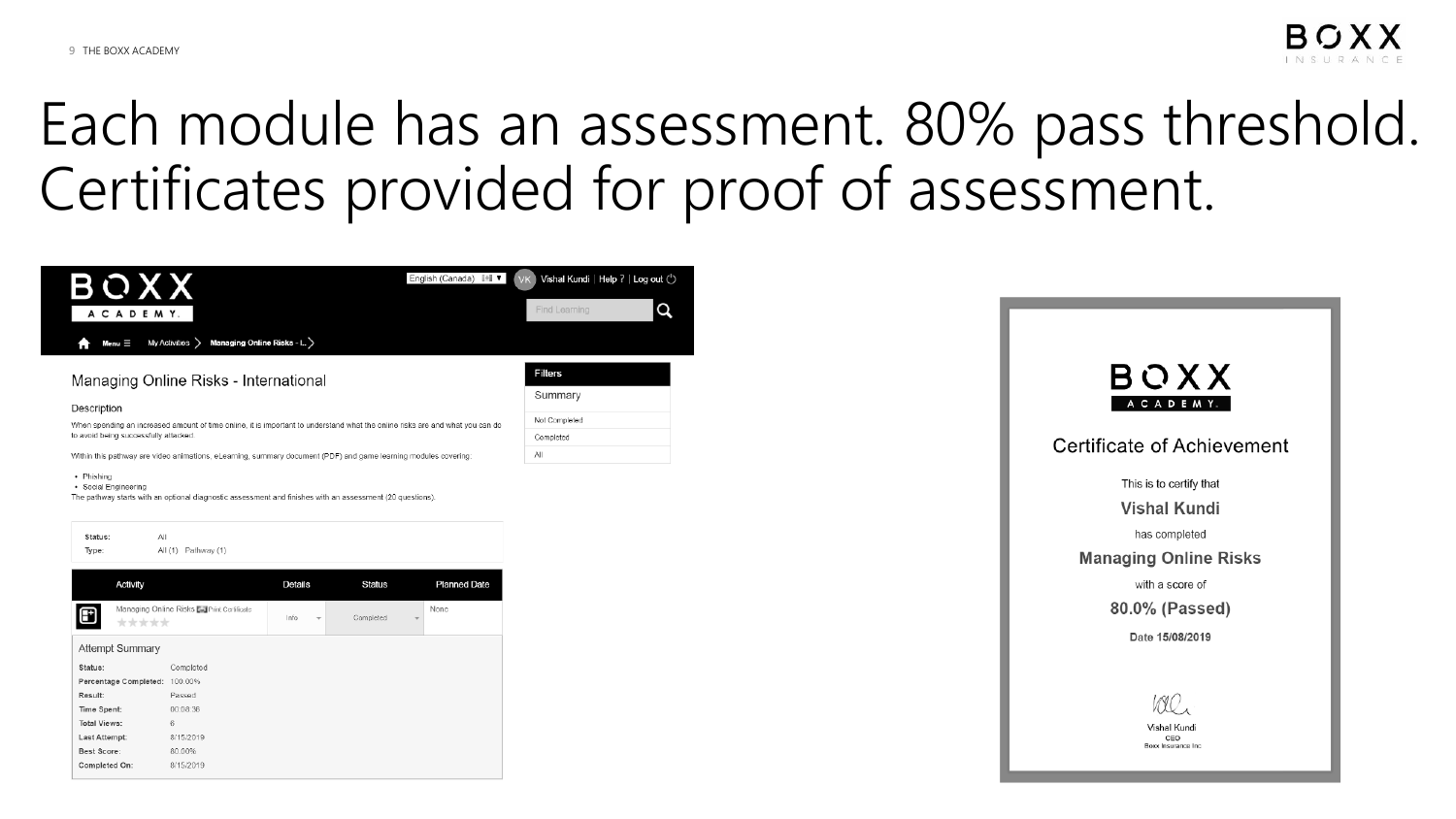# Each module has an assessment. 80% pass threshold. Certificates provided for proof of assessment.

BOXX ACADEMY

English (Canada) | VK Vishal Kundi | Help ? | Log out

Find Learning

Menu ≡ My Activities > Managing Online Risks - I... >

## Managing Online Risks - International

### Description

When spending an increased amount of time online, it is important to understand what the online risks are and what you can do to avoid being successfully attacked.

Within this pathway are video animations, eLearning, summary document (PDF) and game learning modules covering:

- Phishing
- Social Engineering

The pathway starts with an optional diagnostic assessment and finishes with an assessment (20 questions).

**Filters**

Summary

- Not Completed
- Completed
- All

Status: All
Type: All (1) Pathway (1)

| Activity | Details | Status | Planned Date |
|---|---|---|---|
| Managing Online Risks Print Certificate ★★★★★ | Info | Completed | None |

**Attempt Summary**

| | |
|---|---|
| Status: | Completed |
| Percentage Completed: | 100.00% |
| Result: | Passed |
| Time Spent: | 00:08:36 |
| Total Views: | 6 |
| Last Attempt: | 8/15/2019 |
| Best Score: | 80.00% |
| Completed On: | 8/15/2019 |

BOXX ACADEMY

**Certificate of Achievement**

This is to certify that

**Vishal Kundi**

has completed

**Managing Online Risks**

with a score of

**80.0% (Passed)**

Date 15/08/2019

Vishal Kundi
CEO
Boxx Insurance Inc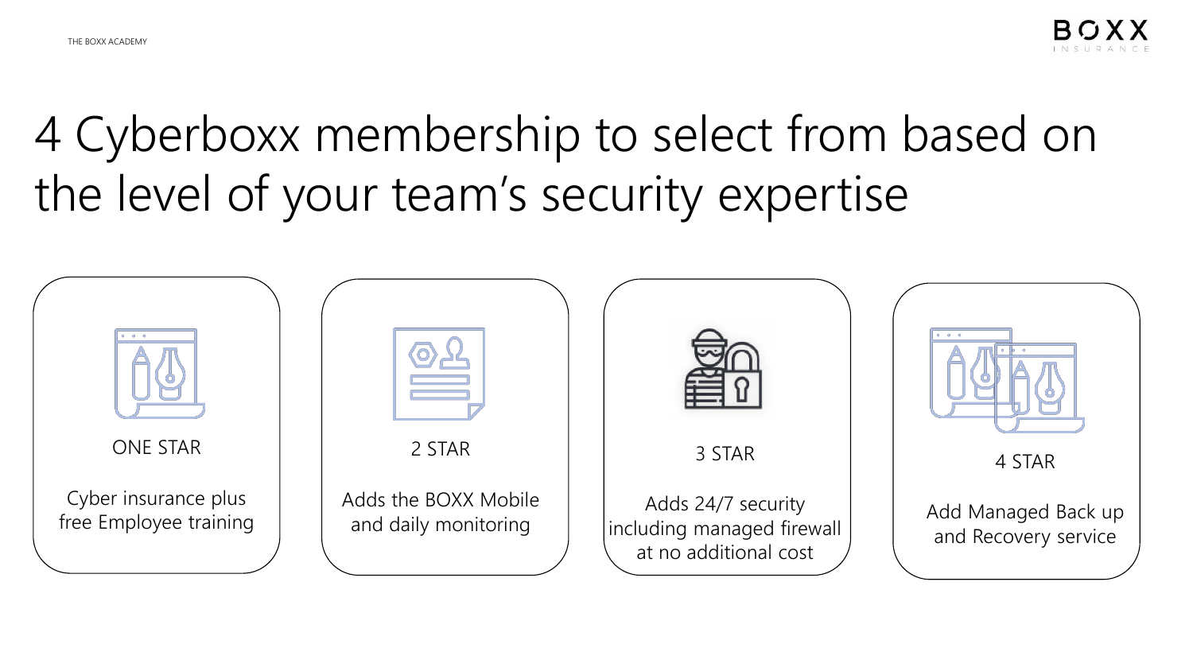# 4 Cyberboxx membership to select from based on the level of your team's security expertise

**ONE STAR**

Cyber insurance plus free Employee training

**2 STAR**

Adds the BOXX Mobile and daily monitoring

**3 STAR**

Adds 24/7 security including managed firewall at no additional cost

**4 STAR**

Add Managed Back up and Recovery service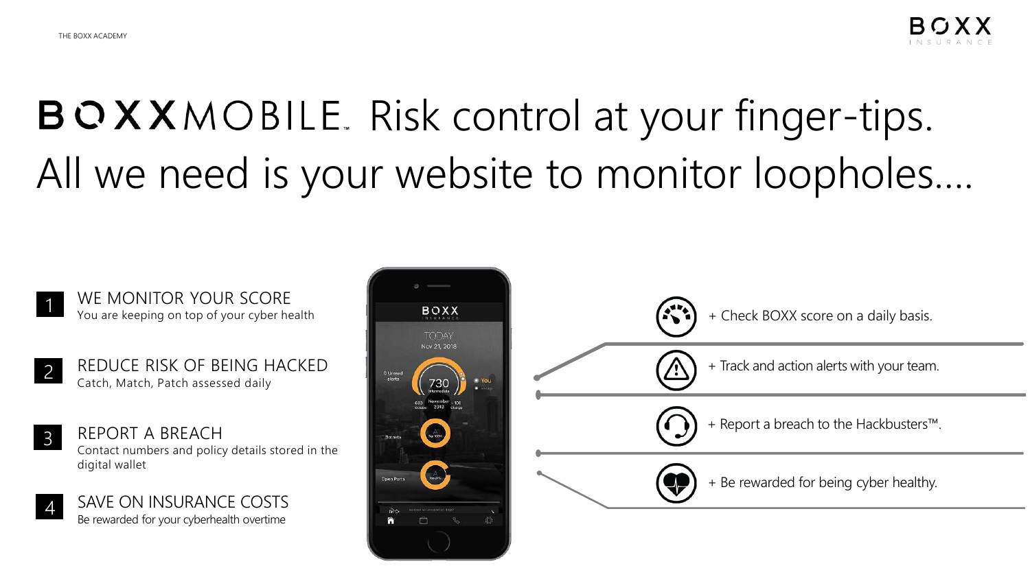# BOXXMOBILE™ Risk control at your finger-tips. All we need is your website to monitor loopholes....

1. **WE MONITOR YOUR SCORE**
   You are keeping on top of your cyber health

2. **REDUCE RISK OF BEING HACKED**
   Catch, Match, Patch assessed daily

3. **REPORT A BREACH**
   Contact numbers and policy details stored in the digital wallet

4. **SAVE ON INSURANCE COSTS**
   Be rewarded for your cyberhealth overtime

+ Check BOXX score on a daily basis.

+ Track and action alerts with your team.

+ Report a breach to the Hackbusters™.

+ Be rewarded for being cyber healthy.